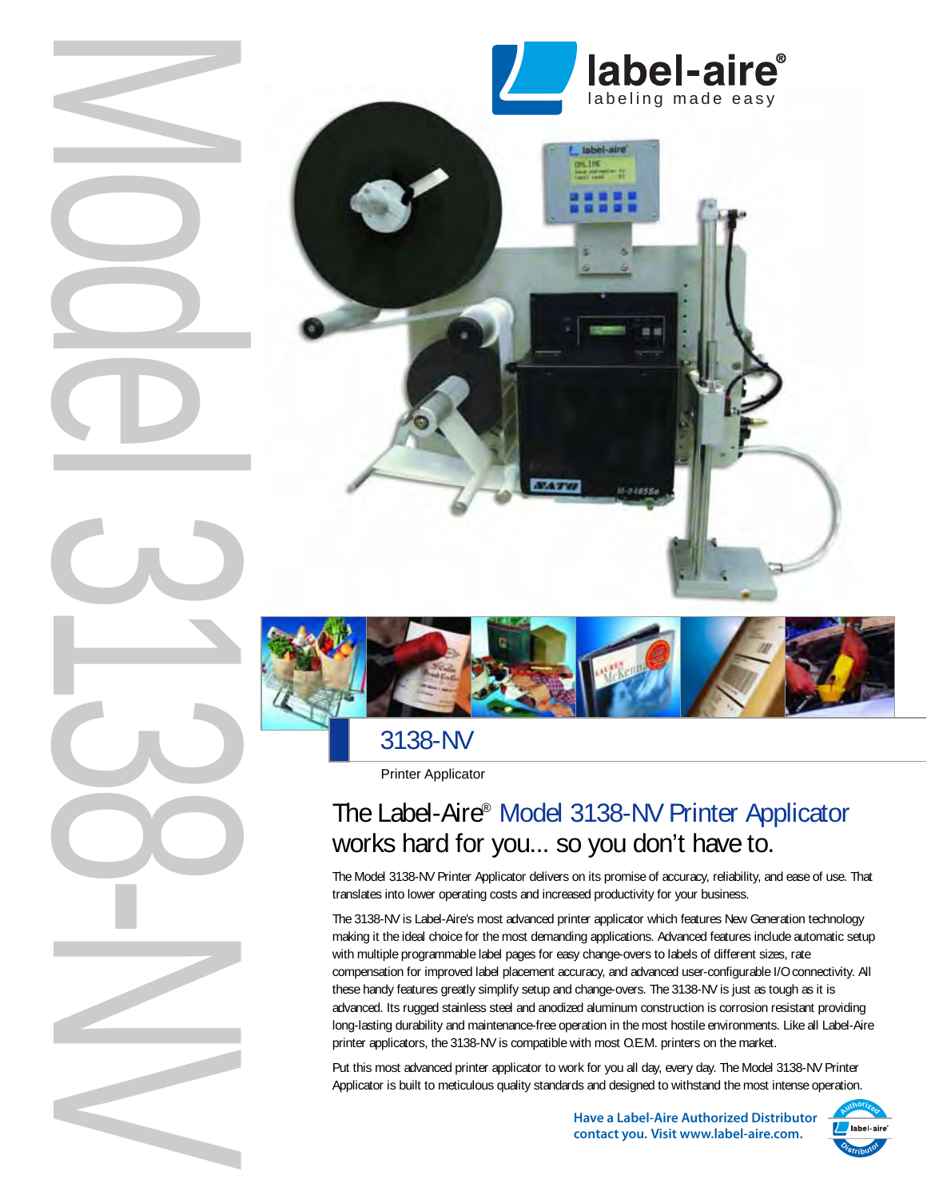# Model 3138-NV

label-aire®
labeling made easy

## 3138-NV

Printer Applicator

## The Label-Aire® Model 3138-NV Printer Applicator works hard for you... so you don't have to.

The Model 3138-NV Printer Applicator delivers on its promise of accuracy, reliability, and ease of use. That translates into lower operating costs and increased productivity for your business.

The 3138-NV is Label-Aire's most advanced printer applicator which features New Generation technology making it the ideal choice for the most demanding applications. Advanced features include automatic setup with multiple programmable label pages for easy change-overs to labels of different sizes, rate compensation for improved label placement accuracy, and advanced user-configurable I/O connectivity. All these handy features greatly simplify setup and change-overs. The 3138-NV is just as tough as it is advanced. Its rugged stainless steel and anodized aluminum construction is corrosion resistant providing long-lasting durability and maintenance-free operation in the most hostile environments. Like all Label-Aire printer applicators, the 3138-NV is compatible with most O.E.M. printers on the market.

Put this most advanced printer applicator to work for you all day, every day. The Model 3138-NV Printer Applicator is built to meticulous quality standards and designed to withstand the most intense operation.

**Have a Label-Aire Authorized Distributor contact you. Visit www.label-aire.com.**

Authorized label-aire® Distributor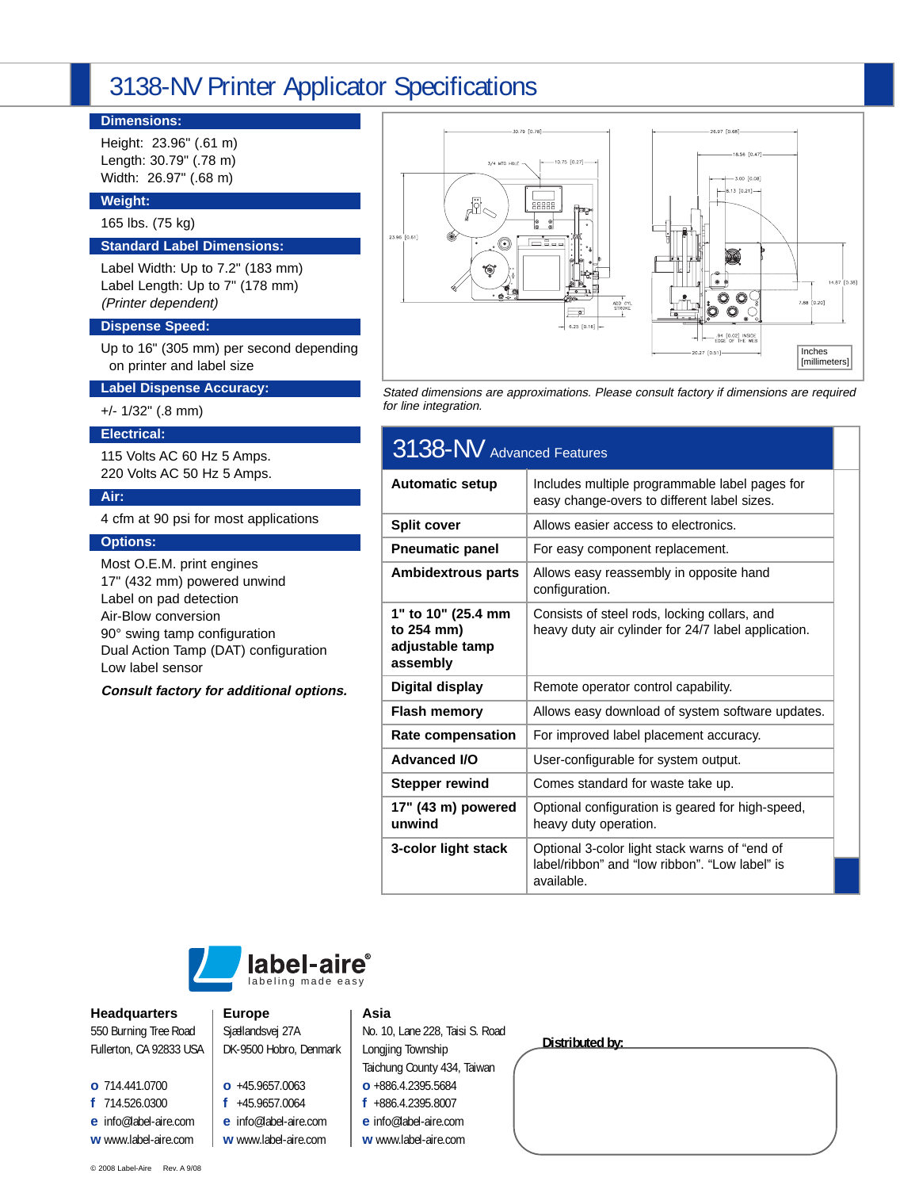# 3138-NV Printer Applicator Specifications

### Dimensions:

Height: 23.96" (.61 m)
Length: 30.79" (.78 m)
Width: 26.97" (.68 m)

### Weight:

165 lbs. (75 kg)

### Standard Label Dimensions:

Label Width: Up to 7.2" (183 mm)
Label Length: Up to 7" (178 mm)
*(Printer dependent)*

### Dispense Speed:

Up to 16" (305 mm) per second depending on printer and label size

### Label Dispense Accuracy:

+/- 1/32" (.8 mm)

### Electrical:

115 Volts AC 60 Hz 5 Amps.
220 Volts AC 50 Hz 5 Amps.

### Air:

4 cfm at 90 psi for most applications

### Options:

Most O.E.M. print engines
17" (432 mm) powered unwind
Label on pad detection
Air-Blow conversion
90° swing tamp configuration
Dual Action Tamp (DAT) configuration
Low label sensor

***Consult factory for additional options.***

30.79 [0.78]
3/4 NPS HOLE
10.75 [0.27]
23.96 [0.61]
ADD CYL STROKE
6.25 [0.16]
26.97 [0.68]
18.56 [0.47]
3.00 [0.08]
8.13 [0.21]
14.87 [0.38]
7.88 [0.20]
.94 [0.02] INSIDE EDGE OF THE WEB
20.27 [0.51]
Inches [millimeters]

*Stated dimensions are approximations. Please consult factory if dimensions are required for line integration.*

## 3138-NV Advanced Features

| | |
|---|---|
| **Automatic setup** | Includes multiple programmable label pages for easy change-overs to different label sizes. |
| **Split cover** | Allows easier access to electronics. |
| **Pneumatic panel** | For easy component replacement. |
| **Ambidextrous parts** | Allows easy reassembly in opposite hand configuration. |
| **1" to 10" (25.4 mm to 254 mm) adjustable tamp assembly** | Consists of steel rods, locking collars, and heavy duty air cylinder for 24/7 label application. |
| **Digital display** | Remote operator control capability. |
| **Flash memory** | Allows easy download of system software updates. |
| **Rate compensation** | For improved label placement accuracy. |
| **Advanced I/O** | User-configurable for system output. |
| **Stepper rewind** | Comes standard for waste take up. |
| **17" (43 m) powered unwind** | Optional configuration is geared for high-speed, heavy duty operation. |
| **3-color light stack** | Optional 3-color light stack warns of "end of label/ribbon" and "low ribbon". "Low label" is available. |

label-aire®
labeling made easy

**Headquarters**
550 Burning Tree Road
Fullerton, CA 92833 USA

**o** 714.441.0700
**f** 714.526.0300
**e** info@label-aire.com
**w** www.label-aire.com

**Europe**
Sjællandsvej 27A
DK-9500 Hobro, Denmark

**o** +45.9657.0063
**f** +45.9657.0064
**e** info@label-aire.com
**w** www.label-aire.com

**Asia**
No. 10, Lane 228, Taisi S. Road
Longjing Township
Taichung County 434, Taiwan
**o** +886.4.2395.5684
**f** +886.4.2395.8007
**e** info@label-aire.com
**w** www.label-aire.com

**Distributed by:**

© 2008 Label-Aire Rev. A 9/08